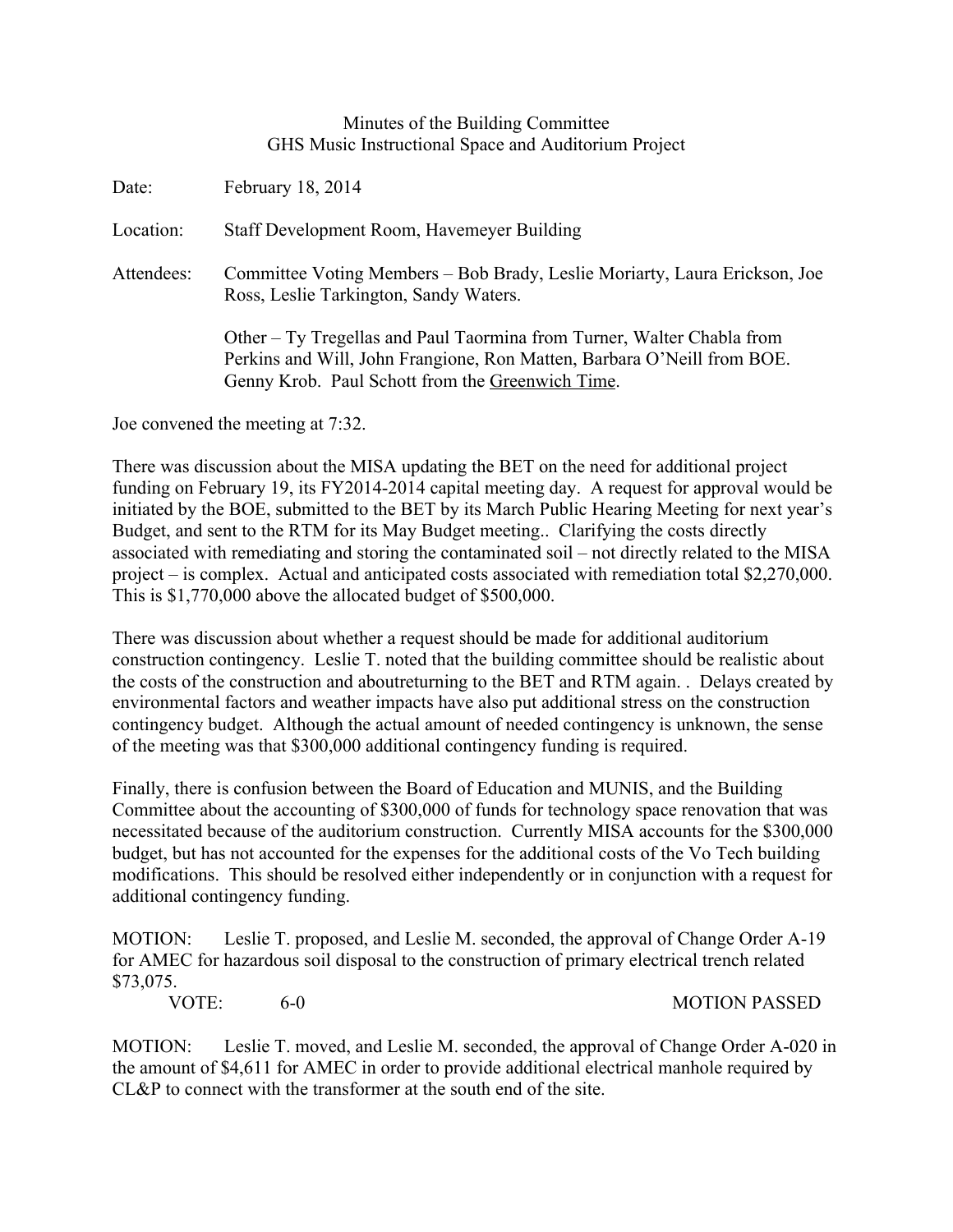Minutes of the Building Committee
GHS Music Instructional Space and Auditorium Project

Date: February 18, 2014

Location: Staff Development Room, Havemeyer Building

Attendees: Committee Voting Members – Bob Brady, Leslie Moriarty, Laura Erickson, Joe Ross, Leslie Tarkington, Sandy Waters.

Other – Ty Tregellas and Paul Taormina from Turner, Walter Chabla from Perkins and Will, John Frangione, Ron Matten, Barbara O'Neill from BOE. Genny Krob. Paul Schott from the Greenwich Time.

Joe convened the meeting at 7:32.

There was discussion about the MISA updating the BET on the need for additional project funding on February 19, its FY2014-2014 capital meeting day. A request for approval would be initiated by the BOE, submitted to the BET by its March Public Hearing Meeting for next year's Budget, and sent to the RTM for its May Budget meeting.. Clarifying the costs directly associated with remediating and storing the contaminated soil – not directly related to the MISA project – is complex. Actual and anticipated costs associated with remediation total $2,270,000. This is $1,770,000 above the allocated budget of $500,000.

There was discussion about whether a request should be made for additional auditorium construction contingency. Leslie T. noted that the building committee should be realistic about the costs of the construction and aboutreturning to the BET and RTM again. . Delays created by environmental factors and weather impacts have also put additional stress on the construction contingency budget. Although the actual amount of needed contingency is unknown, the sense of the meeting was that $300,000 additional contingency funding is required.

Finally, there is confusion between the Board of Education and MUNIS, and the Building Committee about the accounting of $300,000 of funds for technology space renovation that was necessitated because of the auditorium construction. Currently MISA accounts for the $300,000 budget, but has not accounted for the expenses for the additional costs of the Vo Tech building modifications. This should be resolved either independently or in conjunction with a request for additional contingency funding.

MOTION: Leslie T. proposed, and Leslie M. seconded, the approval of Change Order A-19 for AMEC for hazardous soil disposal to the construction of primary electrical trench related $73,075.

VOTE: 6-0 MOTION PASSED

MOTION: Leslie T. moved, and Leslie M. seconded, the approval of Change Order A-020 in the amount of $4,611 for AMEC in order to provide additional electrical manhole required by CL&P to connect with the transformer at the south end of the site.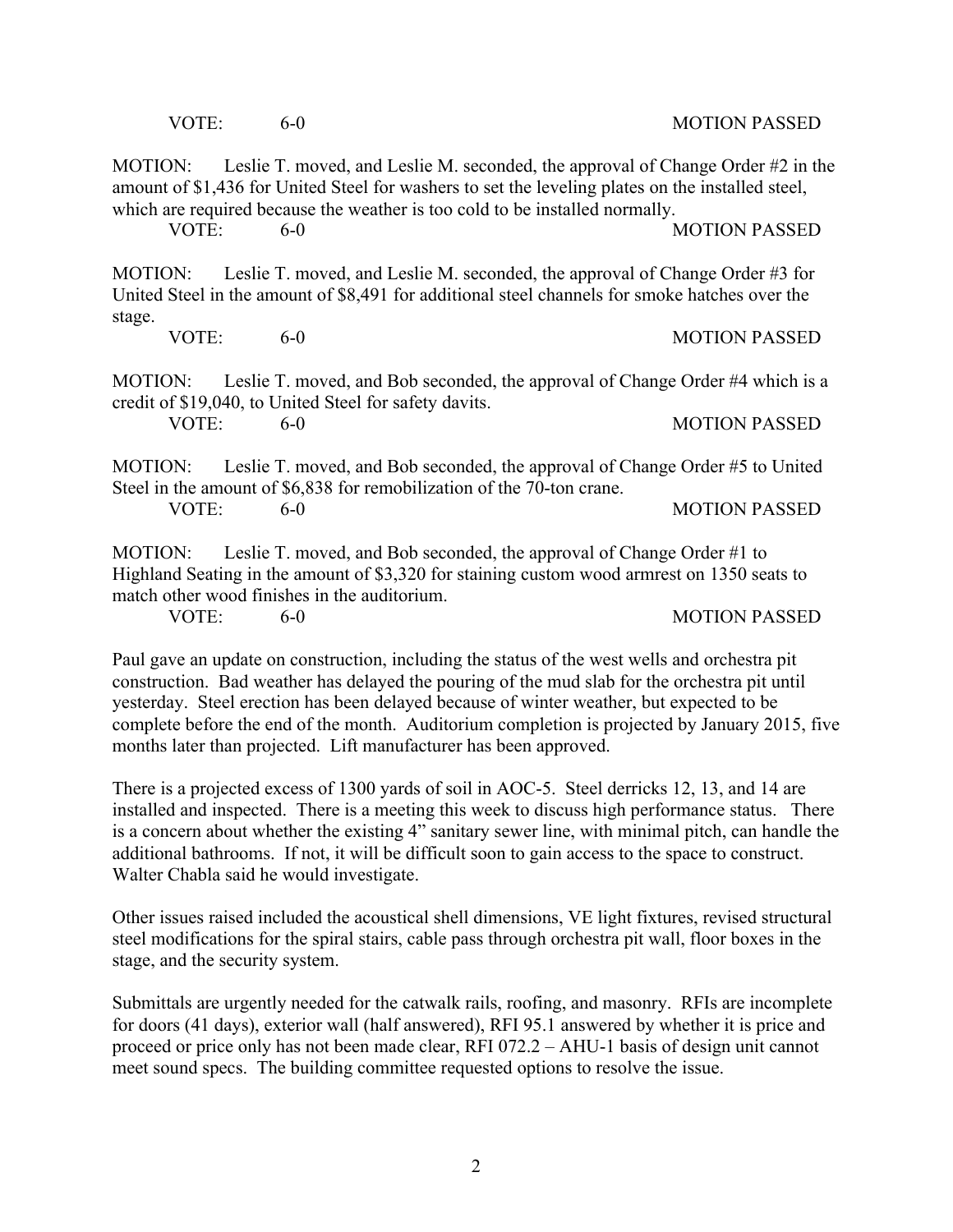VOTE: 6-0 MOTION PASSED

MOTION: Leslie T. moved, and Leslie M. seconded, the approval of Change Order #2 in the amount of $1,436 for United Steel for washers to set the leveling plates on the installed steel, which are required because the weather is too cold to be installed normally.

VOTE: 6-0 MOTION PASSED

MOTION: Leslie T. moved, and Leslie M. seconded, the approval of Change Order #3 for United Steel in the amount of $8,491 for additional steel channels for smoke hatches over the stage.

VOTE: 6-0 MOTION PASSED

MOTION: Leslie T. moved, and Bob seconded, the approval of Change Order #4 which is a credit of $19,040, to United Steel for safety davits.

VOTE: 6-0 MOTION PASSED

MOTION: Leslie T. moved, and Bob seconded, the approval of Change Order #5 to United Steel in the amount of $6,838 for remobilization of the 70-ton crane.

VOTE: 6-0 MOTION PASSED

MOTION: Leslie T. moved, and Bob seconded, the approval of Change Order #1 to Highland Seating in the amount of $3,320 for staining custom wood armrest on 1350 seats to match other wood finishes in the auditorium.

VOTE: 6-0 MOTION PASSED

Paul gave an update on construction, including the status of the west wells and orchestra pit construction. Bad weather has delayed the pouring of the mud slab for the orchestra pit until yesterday. Steel erection has been delayed because of winter weather, but expected to be complete before the end of the month. Auditorium completion is projected by January 2015, five months later than projected. Lift manufacturer has been approved.

There is a projected excess of 1300 yards of soil in AOC-5. Steel derricks 12, 13, and 14 are installed and inspected. There is a meeting this week to discuss high performance status. There is a concern about whether the existing 4" sanitary sewer line, with minimal pitch, can handle the additional bathrooms. If not, it will be difficult soon to gain access to the space to construct. Walter Chabla said he would investigate.

Other issues raised included the acoustical shell dimensions, VE light fixtures, revised structural steel modifications for the spiral stairs, cable pass through orchestra pit wall, floor boxes in the stage, and the security system.

Submittals are urgently needed for the catwalk rails, roofing, and masonry. RFIs are incomplete for doors (41 days), exterior wall (half answered), RFI 95.1 answered by whether it is price and proceed or price only has not been made clear, RFI 072.2 – AHU-1 basis of design unit cannot meet sound specs. The building committee requested options to resolve the issue.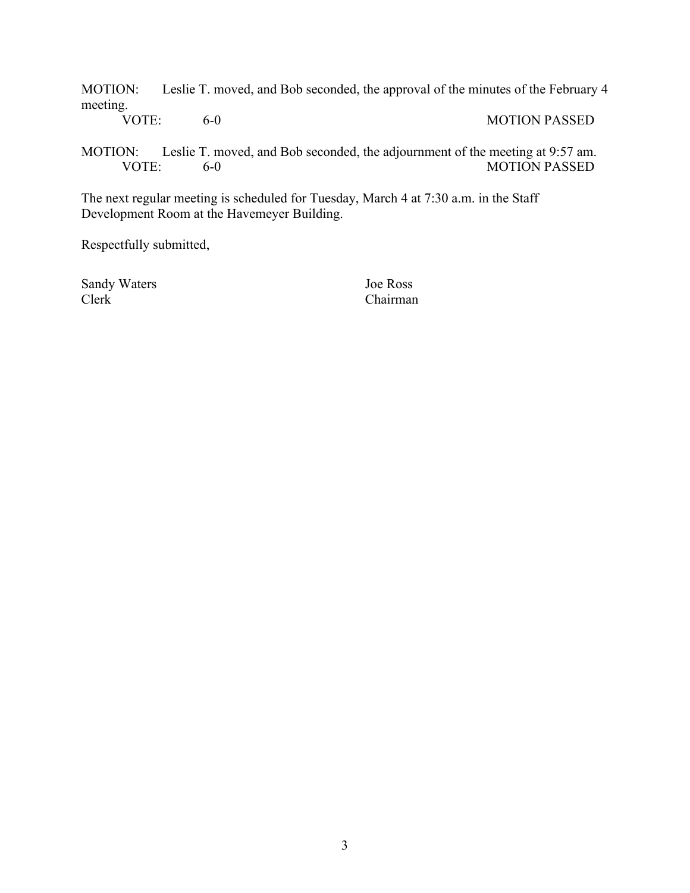MOTION: Leslie T. moved, and Bob seconded, the approval of the minutes of the February 4 meeting.

VOTE: 6-0 MOTION PASSED

MOTION: Leslie T. moved, and Bob seconded, the adjournment of the meeting at 9:57 am.

VOTE: 6-0 MOTION PASSED

The next regular meeting is scheduled for Tuesday, March 4 at 7:30 a.m. in the Staff Development Room at the Havemeyer Building.

Respectfully submitted,

Sandy Waters
Clerk

Joe Ross
Chairman